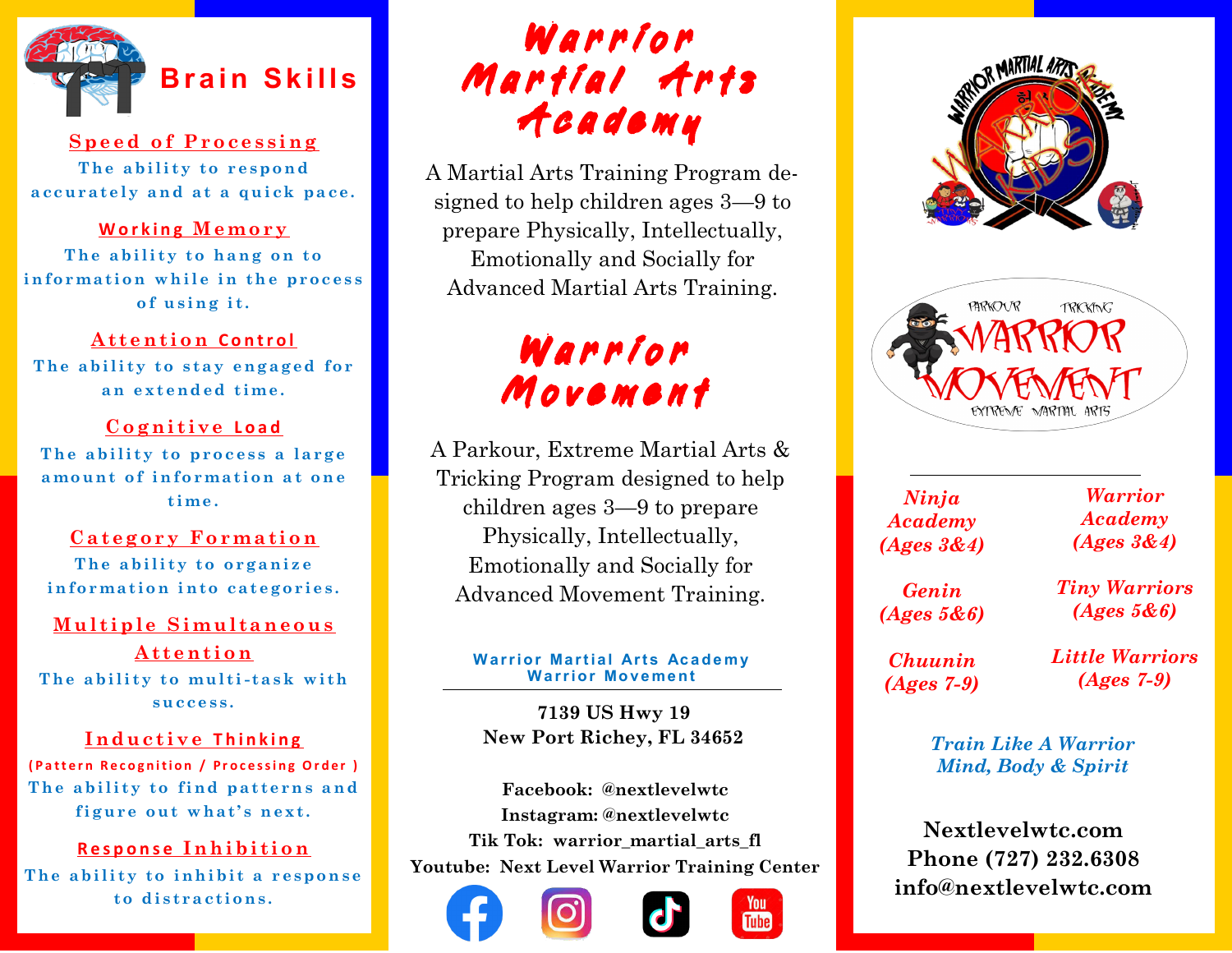# Brain Skills

**Speed of Processing**
The ability to respond accurately and at a quick pace.

**Working Memory**
The ability to hang on to information while in the process of using it.

**Attention Control**
The ability to stay engaged for an extended time.

**Cognitive Load**
The ability to process a large amount of information at one time.

**Category Formation**
The ability to organize information into categories.

**Multiple Simultaneous Attention**
The ability to multi-task with success.

**Inductive Thinking**
(Pattern Recognition / Processing Order )
The ability to find patterns and figure out what's next.

**Response Inhibition**
The ability to inhibit a response to distractions.

# Warrior Martial Arts Academy

A Martial Arts Training Program designed to help children ages 3—9 to prepare Physically, Intellectually, Emotionally and Socially for Advanced Martial Arts Training.

# Warrior Movement

A Parkour, Extreme Martial Arts & Tricking Program designed to help children ages 3—9 to prepare Physically, Intellectually, Emotionally and Socially for Advanced Movement Training.

**Warrior Martial Arts Academy**
**Warrior Movement**

**7139 US Hwy 19**
**New Port Richey, FL 34652**

**Facebook: @nextlevelwtc**
**Instagram: @nextlevelwtc**
**Tik Tok: warrior_martial_arts_fl**
**Youtube: Next Level Warrior Training Center**

Warrior Martial Arts Academy

Warrior Kids

Parkour Tricking

Warrior Movement

Extreme Martial Arts

| | |
|---|---|
| *Ninja Academy (Ages 3&4)* | *Warrior Academy (Ages 3&4)* |
| *Genin (Ages 5&6)* | *Tiny Warriors (Ages 5&6)* |
| *Chuunin (Ages 7-9)* | *Little Warriors (Ages 7-9)* |

*Train Like A Warrior*
*Mind, Body & Spirit*

**Nextlevelwtc.com**
**Phone (727) 232.6308**
**info@nextlevelwtc.com**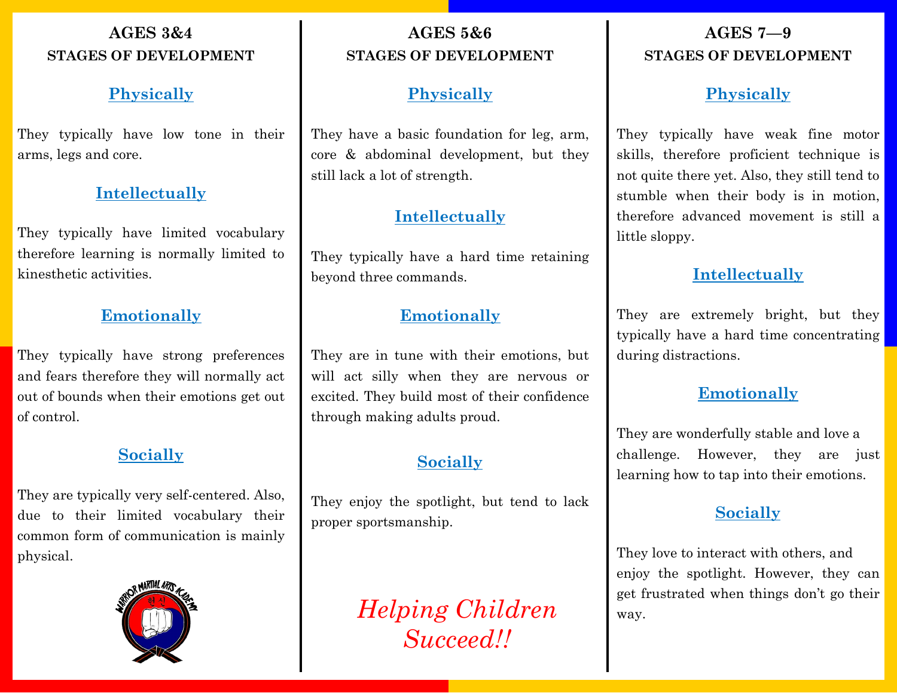## AGES 3&4

### STAGES OF DEVELOPMENT

#### Physically

They typically have low tone in their arms, legs and core.

#### Intellectually

They typically have limited vocabulary therefore learning is normally limited to kinesthetic activities.

#### Emotionally

They typically have strong preferences and fears therefore they will normally act out of bounds when their emotions get out of control.

#### Socially

They are typically very self-centered. Also, due to their limited vocabulary their common form of communication is mainly physical.

## AGES 5&6

### STAGES OF DEVELOPMENT

#### Physically

They have a basic foundation for leg, arm, core & abdominal development, but they still lack a lot of strength.

#### Intellectually

They typically have a hard time retaining beyond three commands.

#### Emotionally

They are in tune with their emotions, but will act silly when they are nervous or excited. They build most of their confidence through making adults proud.

#### Socially

They enjoy the spotlight, but tend to lack proper sportsmanship.

*Helping Children Succeed!!*

## AGES 7—9

### STAGES OF DEVELOPMENT

#### Physically

They typically have weak fine motor skills, therefore proficient technique is not quite there yet. Also, they still tend to stumble when their body is in motion, therefore advanced movement is still a little sloppy.

#### Intellectually

They are extremely bright, but they typically have a hard time concentrating during distractions.

#### Emotionally

They are wonderfully stable and love a challenge. However, they are just learning how to tap into their emotions.

#### Socially

They love to interact with others, and enjoy the spotlight. However, they can get frustrated when things don't go their way.